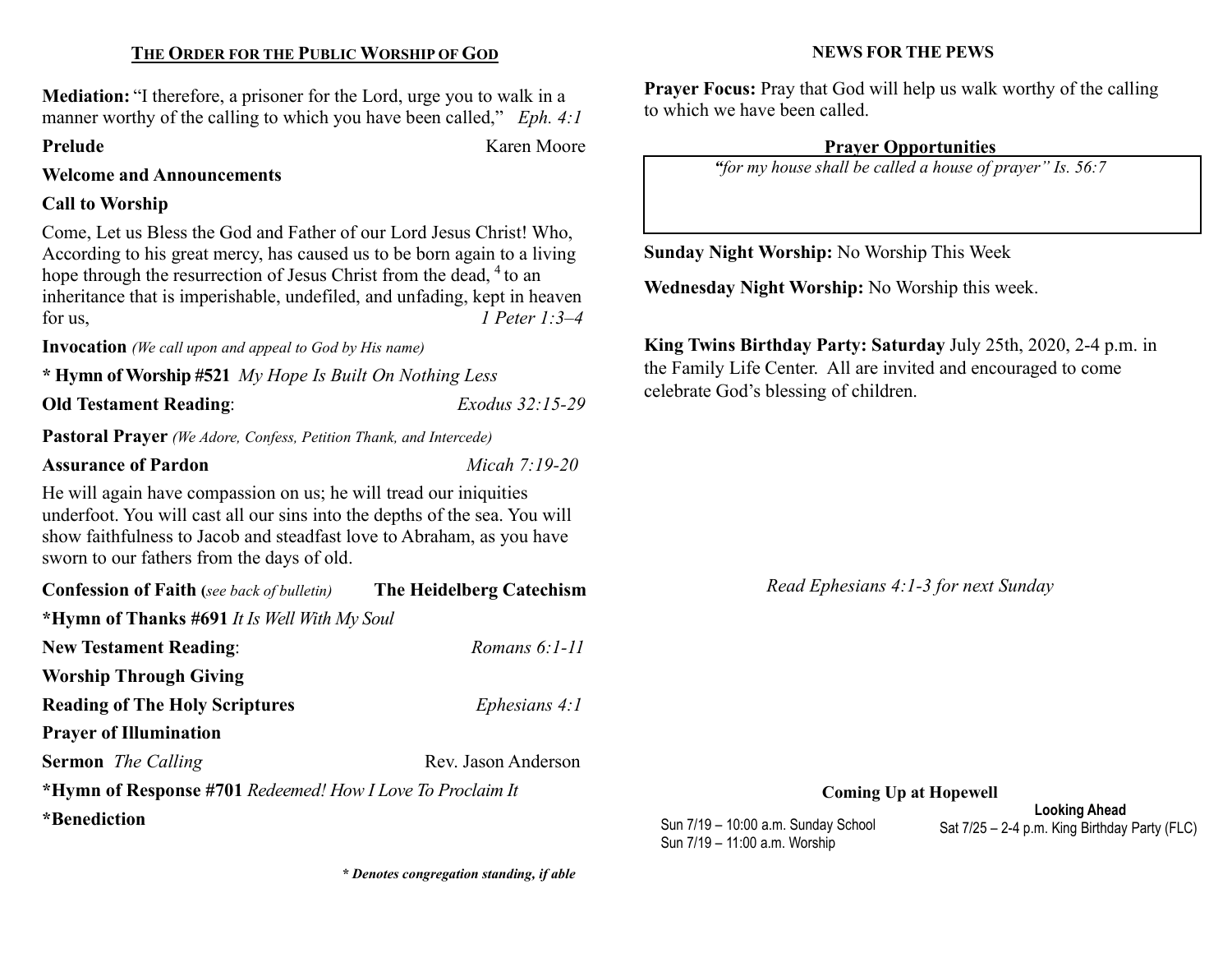## THE ORDER FOR THE PUBLIC WORSHIP OF GOD

**Mediation:** "I therefore, a prisoner for the Lord, urge you to walk in a manner worthy of the calling to which you have been called," *Eph. 4:1*

**Prelude** Karen Moore

**Welcome and Announcements**

**Call to Worship**

Come, Let us Bless the God and Father of our Lord Jesus Christ! Who, According to his great mercy, has caused us to be born again to a living hope through the resurrection of Jesus Christ from the dead, [4] to an inheritance that is imperishable, undefiled, and unfading, kept in heaven for us, *1 Peter 1:3–4*

**Invocation** *(We call upon and appeal to God by His name)*

**\* Hymn of Worship #521** *My Hope Is Built On Nothing Less*

**Old Testament Reading**: *Exodus 32:15-29*

**Pastoral Prayer** *(We Adore, Confess, Petition Thank, and Intercede)*

**Assurance of Pardon** *Micah 7:19-20*

He will again have compassion on us; he will tread our iniquities underfoot. You will cast all our sins into the depths of the sea. You will show faithfulness to Jacob and steadfast love to Abraham, as you have sworn to our fathers from the days of old.

**Confession of Faith (***see back of bulletin)* **The Heidelberg Catechism**

**\*Hymn of Thanks #691** *It Is Well With My Soul*

**New Testament Reading**: *Romans 6:1-11*

**Worship Through Giving**

**Reading of The Holy Scriptures** *Ephesians 4:1*

**Prayer of Illumination**

**Sermon** *The Calling* Rev. Jason Anderson

**\*Hymn of Response #701** *Redeemed! How I Love To Proclaim It*

**\*Benediction**

***\* Denotes congregation standing, if able***

## NEWS FOR THE PEWS

**Prayer Focus:** Pray that God will help us walk worthy of the calling to which we have been called.

**Prayer Opportunities**

*"for my house shall be called a house of prayer" Is. 56:7*

**Sunday Night Worship:** No Worship This Week

**Wednesday Night Worship:** No Worship this week.

**King Twins Birthday Party: Saturday** July 25th, 2020, 2-4 p.m. in the Family Life Center. All are invited and encouraged to come celebrate God's blessing of children.

*Read Ephesians 4:1-3 for next Sunday*

**Coming Up at Hopewell**

Sun 7/19 – 10:00 a.m. Sunday School
Sun 7/19 – 11:00 a.m. Worship

**Looking Ahead**

Sat 7/25 – 2-4 p.m. King Birthday Party (FLC)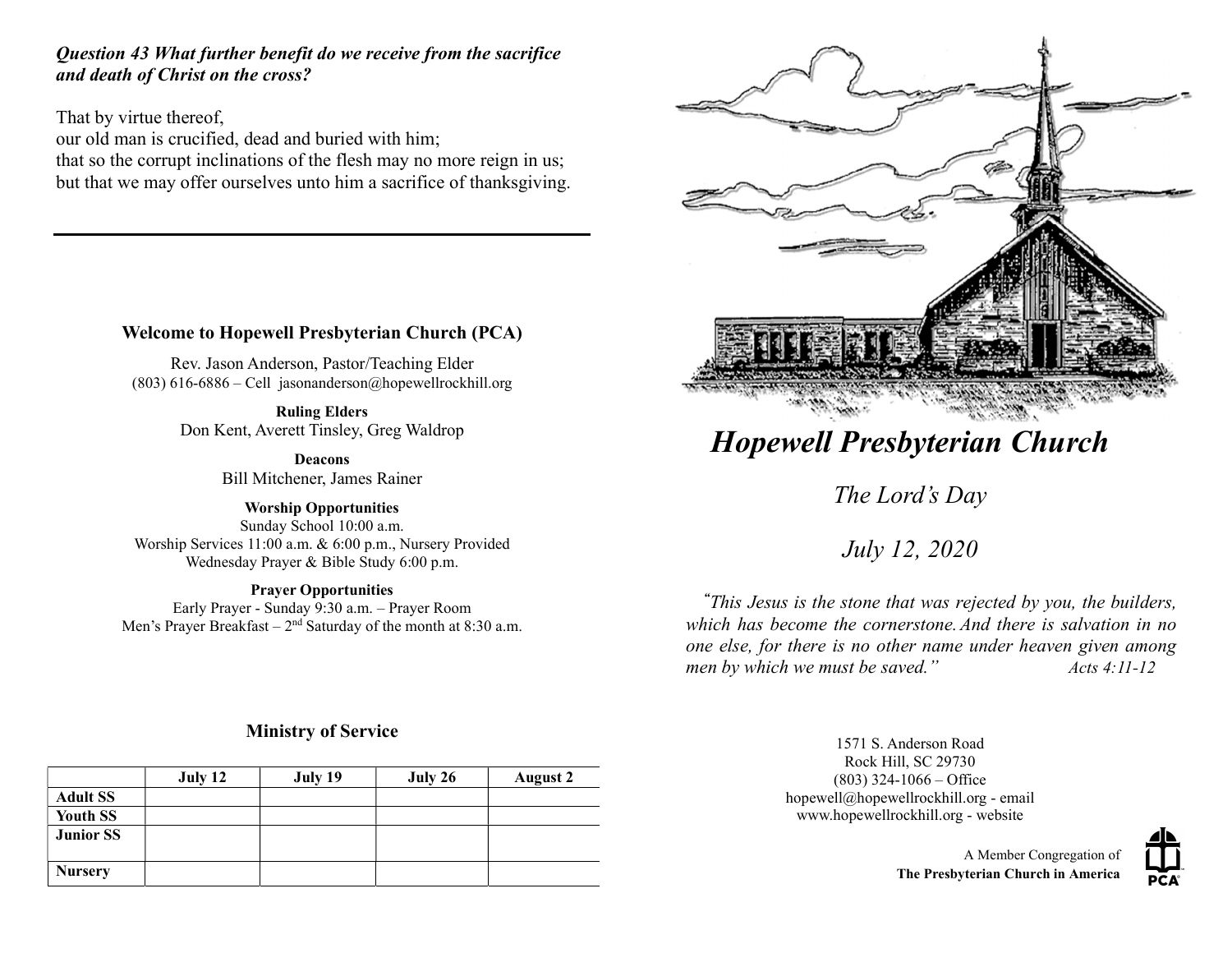***Question 43 What further benefit do we receive from the sacrifice and death of Christ on the cross?***

That by virtue thereof,
our old man is crucified, dead and buried with him;
that so the corrupt inclinations of the flesh may no more reign in us;
but that we may offer ourselves unto him a sacrifice of thanksgiving.

---

**Welcome to Hopewell Presbyterian Church (PCA)**

Rev. Jason Anderson, Pastor/Teaching Elder
(803) 616-6886 – Cell jasonanderson@hopewellrockhill.org

**Ruling Elders**
Don Kent, Averett Tinsley, Greg Waldrop

**Deacons**
Bill Mitchener, James Rainer

**Worship Opportunities**
Sunday School 10:00 a.m.
Worship Services 11:00 a.m. & 6:00 p.m., Nursery Provided
Wednesday Prayer & Bible Study 6:00 p.m.

**Prayer Opportunities**
Early Prayer - Sunday 9:30 a.m. – Prayer Room
Men's Prayer Breakfast – 2nd Saturday of the month at 8:30 a.m.

**Ministry of Service**

| | July 12 | July 19 | July 26 | August 2 |
|---|---|---|---|---|
| **Adult SS** | | | | |
| **Youth SS** | | | | |
| **Junior SS** | | | | |
| **Nursery** | | | | |

# *Hopewell Presbyterian Church*

*The Lord's Day*

*July 12, 2020*

*"This Jesus is the stone that was rejected by you, the builders, which has become the cornerstone. And there is salvation in no one else, for there is no other name under heaven given among men by which we must be saved."* *Acts 4:11-12*

1571 S. Anderson Road
Rock Hill, SC 29730
(803) 324-1066 – Office
hopewell@hopewellrockhill.org - email
www.hopewellrockhill.org - website

A Member Congregation of
**The Presbyterian Church in America**

PCA